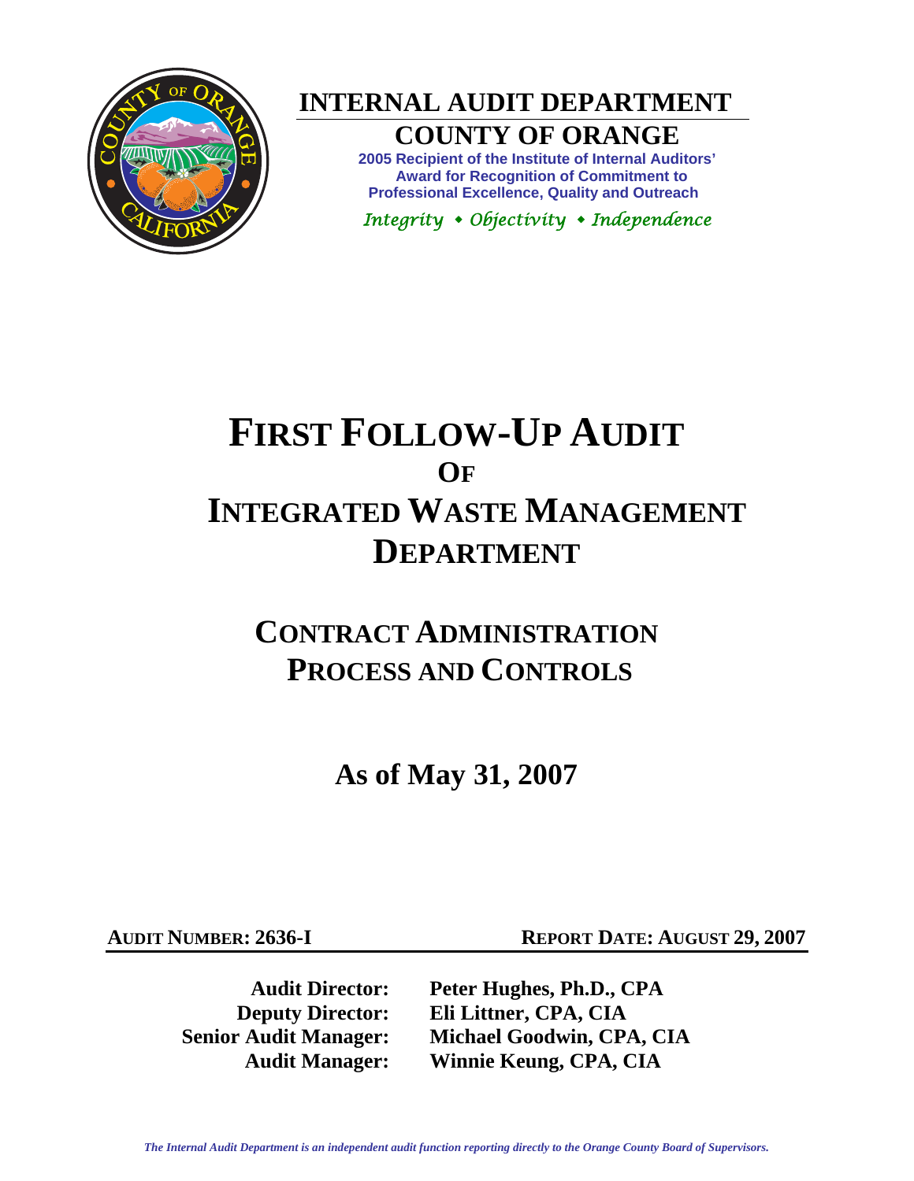# INTERNAL AUDIT DEPARTMENT

## COUNTY OF ORANGE

**2005 Recipient of the Institute of Internal Auditors' Award for Recognition of Commitment to Professional Excellence, Quality and Outreach**

*Integrity • Objectivity • Independence*

# FIRST FOLLOW-UP AUDIT OF INTEGRATED WASTE MANAGEMENT DEPARTMENT

## CONTRACT ADMINISTRATION PROCESS AND CONTROLS

## As of May 31, 2007

**AUDIT NUMBER: 2636-I** **REPORT DATE: AUGUST 29, 2007**

**Audit Director:** **Peter Hughes, Ph.D., CPA**
**Deputy Director:** **Eli Littner, CPA, CIA**
**Senior Audit Manager:** **Michael Goodwin, CPA, CIA**
**Audit Manager:** **Winnie Keung, CPA, CIA**

*The Internal Audit Department is an independent audit function reporting directly to the Orange County Board of Supervisors.*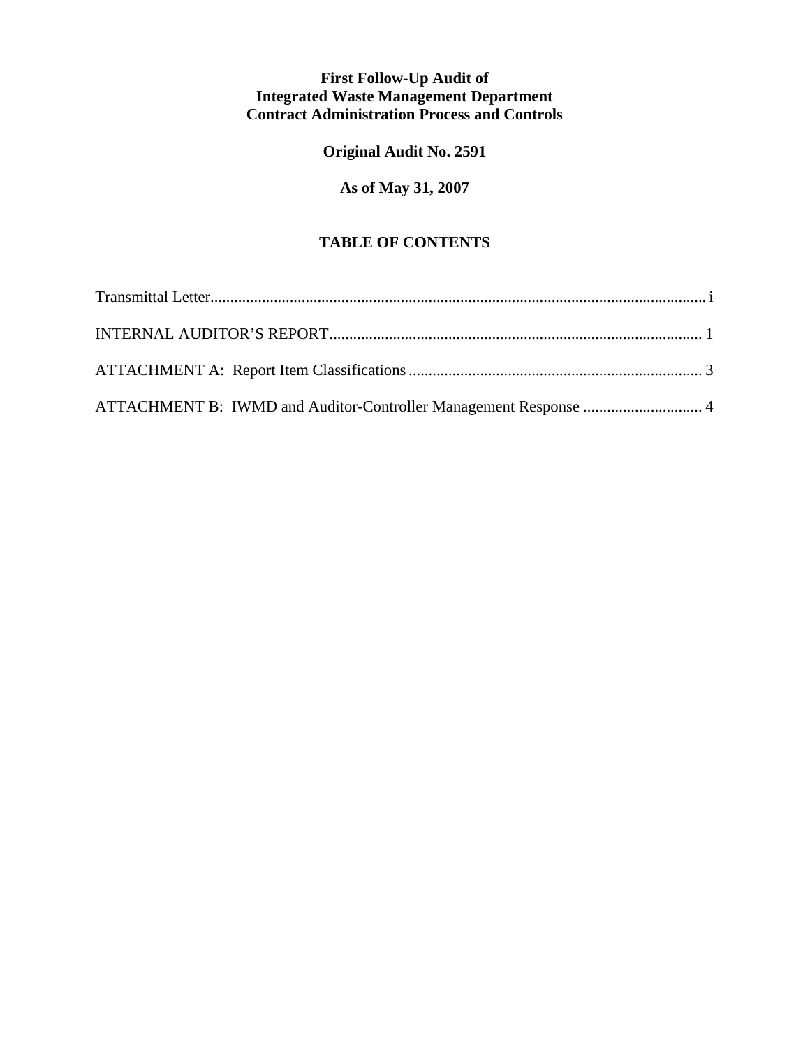**First Follow-Up Audit of**
**Integrated Waste Management Department**
**Contract Administration Process and Controls**

**Original Audit No. 2591**

**As of May 31, 2007**

## TABLE OF CONTENTS

Transmittal Letter.......................................................................................................................... i

INTERNAL AUDITOR'S REPORT............................................................................................ 1

ATTACHMENT A: Report Item Classifications ........................................................................ 3

ATTACHMENT B: IWMD and Auditor-Controller Management Response .............................. 4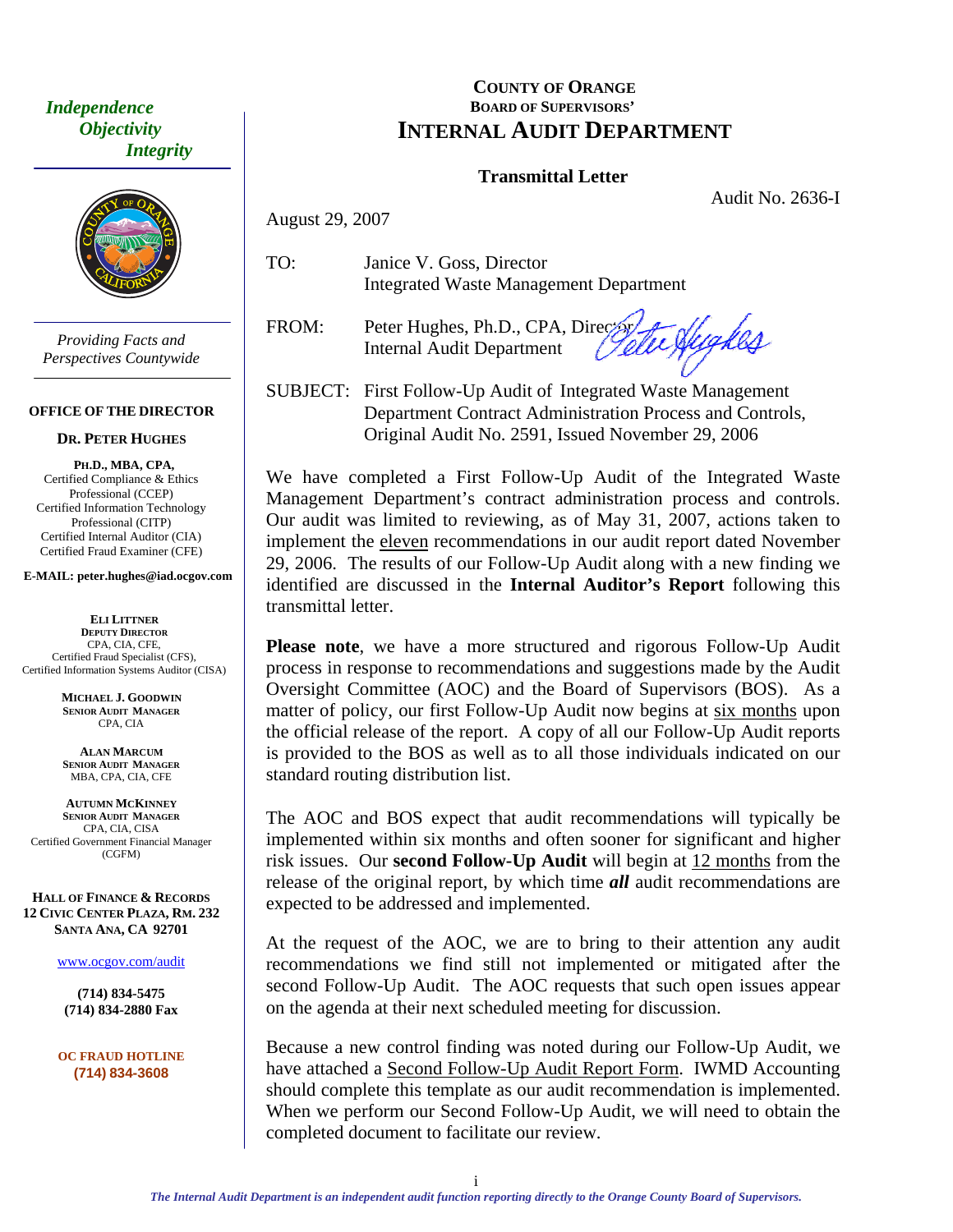*Independence*
*Objectivity*
*Integrity*

*Providing Facts and Perspectives Countywide*

**OFFICE OF THE DIRECTOR**

**DR. PETER HUGHES**

**PH.D., MBA, CPA,**
Certified Compliance & Ethics Professional (CCEP)
Certified Information Technology Professional (CITP)
Certified Internal Auditor (CIA)
Certified Fraud Examiner (CFE)

**E-MAIL: peter.hughes@iad.ocgov.com**

**ELI LITTNER**
**DEPUTY DIRECTOR**
CPA, CIA, CFE,
Certified Fraud Specialist (CFS),
Certified Information Systems Auditor (CISA)

**MICHAEL J. GOODWIN**
**SENIOR AUDIT MANAGER**
CPA, CIA

**ALAN MARCUM**
**SENIOR AUDIT MANAGER**
MBA, CPA, CIA, CFE

**AUTUMN MCKINNEY**
**SENIOR AUDIT MANAGER**
CPA, CIA, CISA
Certified Government Financial Manager (CGFM)

**HALL OF FINANCE & RECORDS**
**12 CIVIC CENTER PLAZA, RM. 232**
**SANTA ANA, CA 92701**

www.ocgov.com/audit

**(714) 834-5475**
**(714) 834-2880 Fax**

**OC FRAUD HOTLINE**
**(714) 834-3608**

# COUNTY OF ORANGE
## BOARD OF SUPERVISORS'
# INTERNAL AUDIT DEPARTMENT

## Transmittal Letter

Audit No. 2636-I

August 29, 2007

TO: Janice V. Goss, Director
Integrated Waste Management Department

FROM: Peter Hughes, Ph.D., CPA, Director
Internal Audit Department

SUBJECT: First Follow-Up Audit of Integrated Waste Management Department Contract Administration Process and Controls, Original Audit No. 2591, Issued November 29, 2006

We have completed a First Follow-Up Audit of the Integrated Waste Management Department's contract administration process and controls. Our audit was limited to reviewing, as of May 31, 2007, actions taken to implement the eleven recommendations in our audit report dated November 29, 2006. The results of our Follow-Up Audit along with a new finding we identified are discussed in the **Internal Auditor's Report** following this transmittal letter.

**Please note**, we have a more structured and rigorous Follow-Up Audit process in response to recommendations and suggestions made by the Audit Oversight Committee (AOC) and the Board of Supervisors (BOS). As a matter of policy, our first Follow-Up Audit now begins at six months upon the official release of the report. A copy of all our Follow-Up Audit reports is provided to the BOS as well as to all those individuals indicated on our standard routing distribution list.

The AOC and BOS expect that audit recommendations will typically be implemented within six months and often sooner for significant and higher risk issues. Our **second Follow-Up Audit** will begin at 12 months from the release of the original report, by which time ***all*** audit recommendations are expected to be addressed and implemented.

At the request of the AOC, we are to bring to their attention any audit recommendations we find still not implemented or mitigated after the second Follow-Up Audit. The AOC requests that such open issues appear on the agenda at their next scheduled meeting for discussion.

Because a new control finding was noted during our Follow-Up Audit, we have attached a Second Follow-Up Audit Report Form. IWMD Accounting should complete this template as our audit recommendation is implemented. When we perform our Second Follow-Up Audit, we will need to obtain the completed document to facilitate our review.

*The Internal Audit Department is an independent audit function reporting directly to the Orange County Board of Supervisors.*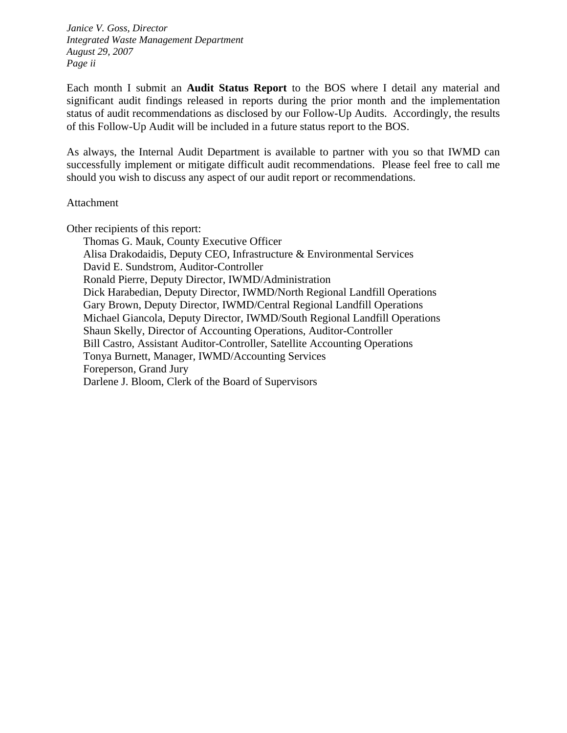Each month I submit an **Audit Status Report** to the BOS where I detail any material and significant audit findings released in reports during the prior month and the implementation status of audit recommendations as disclosed by our Follow-Up Audits. Accordingly, the results of this Follow-Up Audit will be included in a future status report to the BOS.

As always, the Internal Audit Department is available to partner with you so that IWMD can successfully implement or mitigate difficult audit recommendations. Please feel free to call me should you wish to discuss any aspect of our audit report or recommendations.

Attachment

Other recipients of this report:

- Thomas G. Mauk, County Executive Officer
- Alisa Drakodaidis, Deputy CEO, Infrastructure & Environmental Services
- David E. Sundstrom, Auditor-Controller
- Ronald Pierre, Deputy Director, IWMD/Administration
- Dick Harabedian, Deputy Director, IWMD/North Regional Landfill Operations
- Gary Brown, Deputy Director, IWMD/Central Regional Landfill Operations
- Michael Giancola, Deputy Director, IWMD/South Regional Landfill Operations
- Shaun Skelly, Director of Accounting Operations, Auditor-Controller
- Bill Castro, Assistant Auditor-Controller, Satellite Accounting Operations
- Tonya Burnett, Manager, IWMD/Accounting Services
- Foreperson, Grand Jury
- Darlene J. Bloom, Clerk of the Board of Supervisors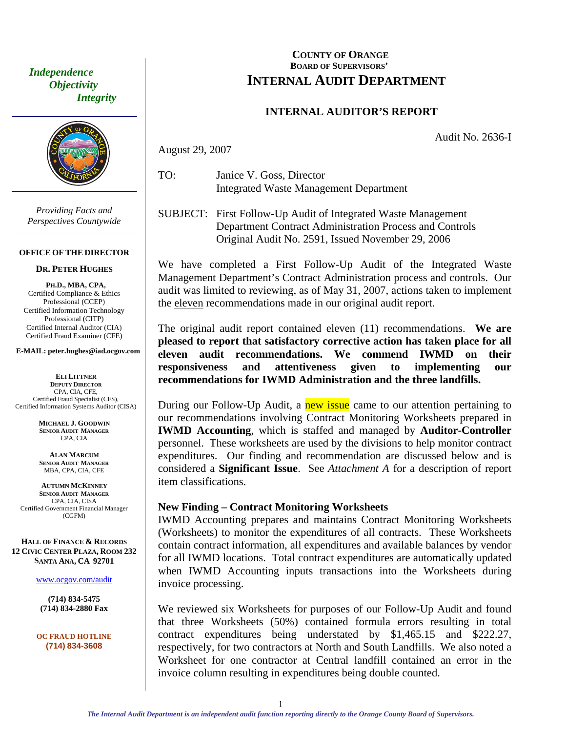*Independence*
*Objectivity*
*Integrity*

*Providing Facts and Perspectives Countywide*

**OFFICE OF THE DIRECTOR**

**DR. PETER HUGHES**

**PH.D., MBA, CPA,**
Certified Compliance & Ethics Professional (CCEP)
Certified Information Technology Professional (CITP)
Certified Internal Auditor (CIA)
Certified Fraud Examiner (CFE)

**E-MAIL: peter.hughes@iad.ocgov.com**

**ELI LITTNER**
**DEPUTY DIRECTOR**
CPA, CIA, CFE,
Certified Fraud Specialist (CFS),
Certified Information Systems Auditor (CISA)

**MICHAEL J. GOODWIN**
**SENIOR AUDIT MANAGER**
CPA, CIA

**ALAN MARCUM**
**SENIOR AUDIT MANAGER**
MBA, CPA, CIA, CFE

**AUTUMN MCKINNEY**
**SENIOR AUDIT MANAGER**
CPA, CIA, CISA
Certified Government Financial Manager (CGFM)

**HALL OF FINANCE & RECORDS**
**12 CIVIC CENTER PLAZA, ROOM 232**
**SANTA ANA, CA 92701**

www.ocgov.com/audit

**(714) 834-5475**
**(714) 834-2880 Fax**

**OC FRAUD HOTLINE**
**(714) 834-3608**

# COUNTY OF ORANGE
## BOARD OF SUPERVISORS'
# INTERNAL AUDIT DEPARTMENT

## INTERNAL AUDITOR'S REPORT

Audit No. 2636-I

August 29, 2007

TO: Janice V. Goss, Director
Integrated Waste Management Department

SUBJECT: First Follow-Up Audit of Integrated Waste Management Department Contract Administration Process and Controls
Original Audit No. 2591, Issued November 29, 2006

We have completed a First Follow-Up Audit of the Integrated Waste Management Department's Contract Administration process and controls. Our audit was limited to reviewing, as of May 31, 2007, actions taken to implement the eleven recommendations made in our original audit report.

The original audit report contained eleven (11) recommendations. **We are pleased to report that satisfactory corrective action has taken place for all eleven audit recommendations. We commend IWMD on their responsiveness and attentiveness given to implementing our recommendations for IWMD Administration and the three landfills.**

During our Follow-Up Audit, a new issue came to our attention pertaining to our recommendations involving Contract Monitoring Worksheets prepared in **IWMD Accounting**, which is staffed and managed by **Auditor-Controller** personnel. These worksheets are used by the divisions to help monitor contract expenditures. Our finding and recommendation are discussed below and is considered a **Significant Issue**. See *Attachment A* for a description of report item classifications.

**New Finding – Contract Monitoring Worksheets**
IWMD Accounting prepares and maintains Contract Monitoring Worksheets (Worksheets) to monitor the expenditures of all contracts. These Worksheets contain contract information, all expenditures and available balances by vendor for all IWMD locations. Total contract expenditures are automatically updated when IWMD Accounting inputs transactions into the Worksheets during invoice processing.

We reviewed six Worksheets for purposes of our Follow-Up Audit and found that three Worksheets (50%) contained formula errors resulting in total contract expenditures being understated by $1,465.15 and $222.27, respectively, for two contractors at North and South Landfills. We also noted a Worksheet for one contractor at Central landfill contained an error in the invoice column resulting in expenditures being double counted.

*The Internal Audit Department is an independent audit function reporting directly to the Orange County Board of Supervisors.*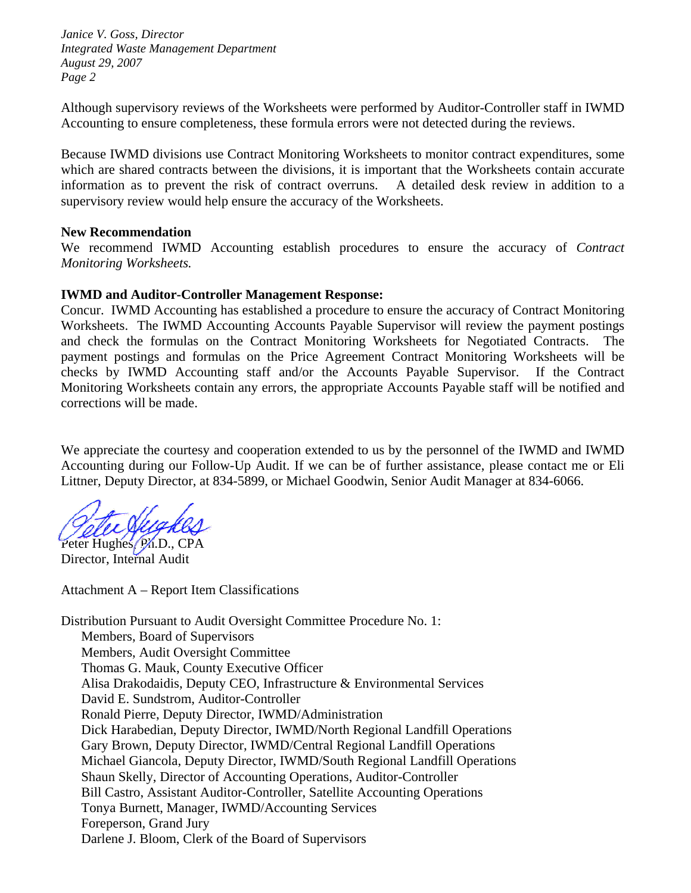Although supervisory reviews of the Worksheets were performed by Auditor-Controller staff in IWMD Accounting to ensure completeness, these formula errors were not detected during the reviews.

Because IWMD divisions use Contract Monitoring Worksheets to monitor contract expenditures, some which are shared contracts between the divisions, it is important that the Worksheets contain accurate information as to prevent the risk of contract overruns. A detailed desk review in addition to a supervisory review would help ensure the accuracy of the Worksheets.

**New Recommendation**

We recommend IWMD Accounting establish procedures to ensure the accuracy of *Contract Monitoring Worksheets.*

**IWMD and Auditor-Controller Management Response:**

Concur. IWMD Accounting has established a procedure to ensure the accuracy of Contract Monitoring Worksheets. The IWMD Accounting Accounts Payable Supervisor will review the payment postings and check the formulas on the Contract Monitoring Worksheets for Negotiated Contracts. The payment postings and formulas on the Price Agreement Contract Monitoring Worksheets will be checks by IWMD Accounting staff and/or the Accounts Payable Supervisor. If the Contract Monitoring Worksheets contain any errors, the appropriate Accounts Payable staff will be notified and corrections will be made.

We appreciate the courtesy and cooperation extended to us by the personnel of the IWMD and IWMD Accounting during our Follow-Up Audit. If we can be of further assistance, please contact me or Eli Littner, Deputy Director, at 834-5899, or Michael Goodwin, Senior Audit Manager at 834-6066.

Peter Hughes, Ph.D., CPA
Director, Internal Audit

Attachment A – Report Item Classifications

Distribution Pursuant to Audit Oversight Committee Procedure No. 1:

- Members, Board of Supervisors
- Members, Audit Oversight Committee
- Thomas G. Mauk, County Executive Officer
- Alisa Drakodaidis, Deputy CEO, Infrastructure & Environmental Services
- David E. Sundstrom, Auditor-Controller
- Ronald Pierre, Deputy Director, IWMD/Administration
- Dick Harabedian, Deputy Director, IWMD/North Regional Landfill Operations
- Gary Brown, Deputy Director, IWMD/Central Regional Landfill Operations
- Michael Giancola, Deputy Director, IWMD/South Regional Landfill Operations
- Shaun Skelly, Director of Accounting Operations, Auditor-Controller
- Bill Castro, Assistant Auditor-Controller, Satellite Accounting Operations
- Tonya Burnett, Manager, IWMD/Accounting Services
- Foreperson, Grand Jury
- Darlene J. Bloom, Clerk of the Board of Supervisors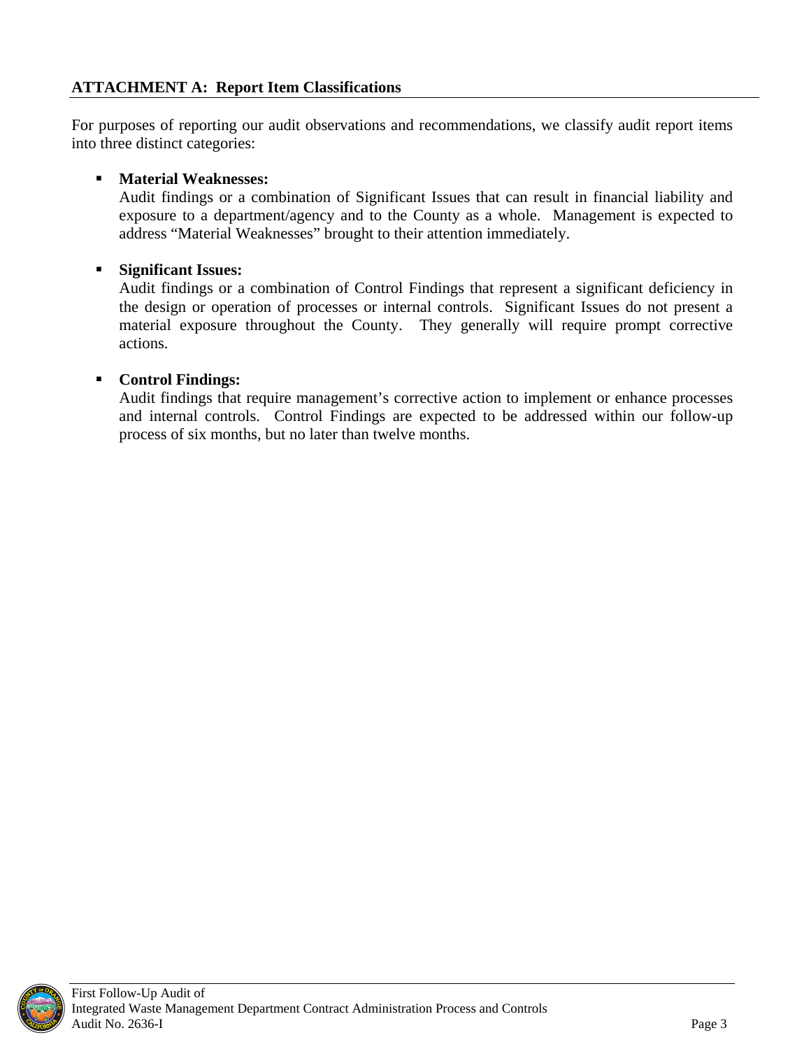## ATTACHMENT A: Report Item Classifications

For purposes of reporting our audit observations and recommendations, we classify audit report items into three distinct categories:

- **Material Weaknesses:**
  Audit findings or a combination of Significant Issues that can result in financial liability and exposure to a department/agency and to the County as a whole. Management is expected to address "Material Weaknesses" brought to their attention immediately.

- **Significant Issues:**
  Audit findings or a combination of Control Findings that represent a significant deficiency in the design or operation of processes or internal controls. Significant Issues do not present a material exposure throughout the County. They generally will require prompt corrective actions.

- **Control Findings:**
  Audit findings that require management's corrective action to implement or enhance processes and internal controls. Control Findings are expected to be addressed within our follow-up process of six months, but no later than twelve months.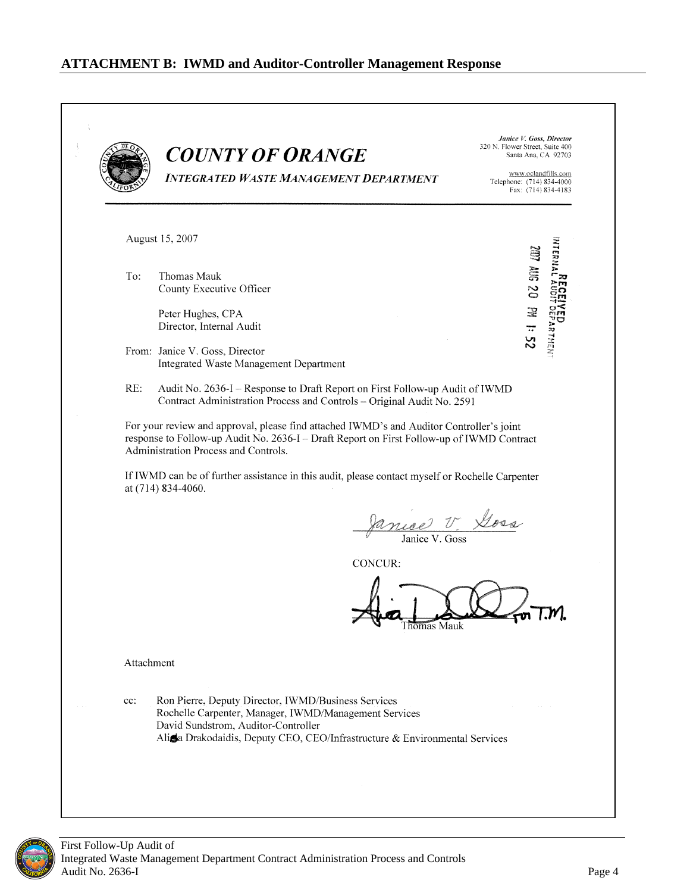## ATTACHMENT B: IWMD and Auditor-Controller Management Response

# *COUNTY OF ORANGE*

*INTEGRATED WASTE MANAGEMENT DEPARTMENT*

*Janice V. Goss, Director*
320 N. Flower Street, Suite 400
Santa Ana, CA 92703

www.oclandfills.com
Telephone: (714) 834-4000
Fax: (714) 834-4183

RECEIVED
INTERNAL AUDIT DEPARTMENT
2007 AUG 20 PM 1:52

August 15, 2007

To: Thomas Mauk
County Executive Officer

Peter Hughes, CPA
Director, Internal Audit

From: Janice V. Goss, Director
Integrated Waste Management Department

RE: Audit No. 2636-I – Response to Draft Report on First Follow-up Audit of IWMD Contract Administration Process and Controls – Original Audit No. 2591

For your review and approval, please find attached IWMD's and Auditor Controller's joint response to Follow-up Audit No. 2636-I – Draft Report on First Follow-up of IWMD Contract Administration Process and Controls.

If IWMD can be of further assistance in this audit, please contact myself or Rochelle Carpenter at (714) 834-4060.

Janice V. Goss

CONCUR:

for T.M.
Thomas Mauk

Attachment

cc: Ron Pierre, Deputy Director, IWMD/Business Services
Rochelle Carpenter, Manager, IWMD/Management Services
David Sundstrom, Auditor-Controller
Alisa Drakodaidis, Deputy CEO, CEO/Infrastructure & Environmental Services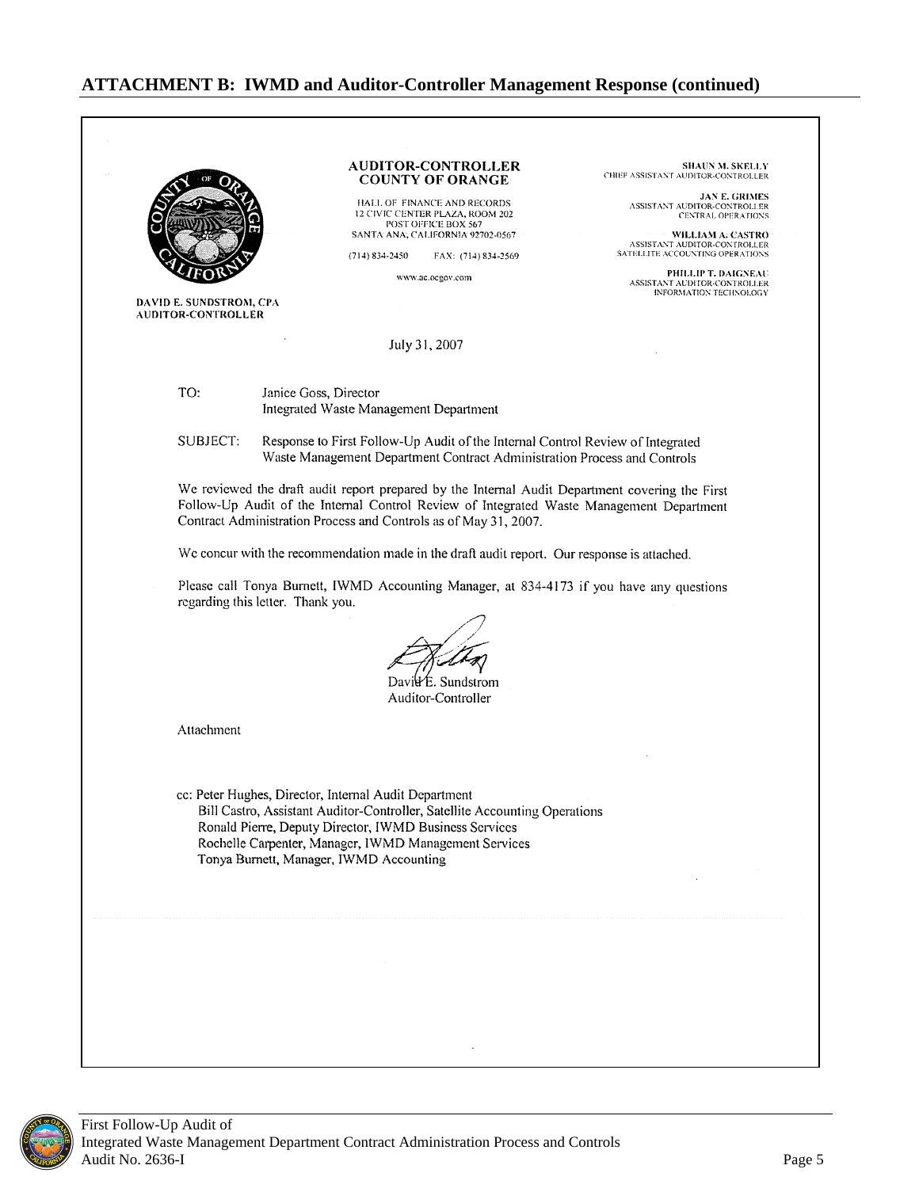## ATTACHMENT B: IWMD and Auditor-Controller Management Response (continued)

**AUDITOR-CONTROLLER**
**COUNTY OF ORANGE**

HALL OF FINANCE AND RECORDS
12 CIVIC CENTER PLAZA, ROOM 202
POST OFFICE BOX 567
SANTA ANA, CALIFORNIA 92702-0567

(714) 834-2450 FAX: (714) 834-2569

www.ac.ocgov.com

**DAVID E. SUNDSTROM, CPA**
**AUDITOR-CONTROLLER**

**SHAUN M. SKELLY**
CHIEF ASSISTANT AUDITOR-CONTROLLER

**JAN E. GRIMES**
ASSISTANT AUDITOR-CONTROLLER
CENTRAL OPERATIONS

**WILLIAM A. CASTRO**
ASSISTANT AUDITOR-CONTROLLER
SATELLITE ACCOUNTING OPERATIONS

**PHILLIP T. DAIGNEAU**
ASSISTANT AUDITOR-CONTROLLER
INFORMATION TECHNOLOGY

July 31, 2007

TO: Janice Goss, Director
Integrated Waste Management Department

SUBJECT: Response to First Follow-Up Audit of the Internal Control Review of Integrated Waste Management Department Contract Administration Process and Controls

We reviewed the draft audit report prepared by the Internal Audit Department covering the First Follow-Up Audit of the Internal Control Review of Integrated Waste Management Department Contract Administration Process and Controls as of May 31, 2007.

We concur with the recommendation made in the draft audit report. Our response is attached.

Please call Tonya Burnett, IWMD Accounting Manager, at 834-4173 if you have any questions regarding this letter. Thank you.

David E. Sundstrom
Auditor-Controller

Attachment

cc: Peter Hughes, Director, Internal Audit Department
Bill Castro, Assistant Auditor-Controller, Satellite Accounting Operations
Ronald Pierre, Deputy Director, IWMD Business Services
Rochelle Carpenter, Manager, IWMD Management Services
Tonya Burnett, Manager, IWMD Accounting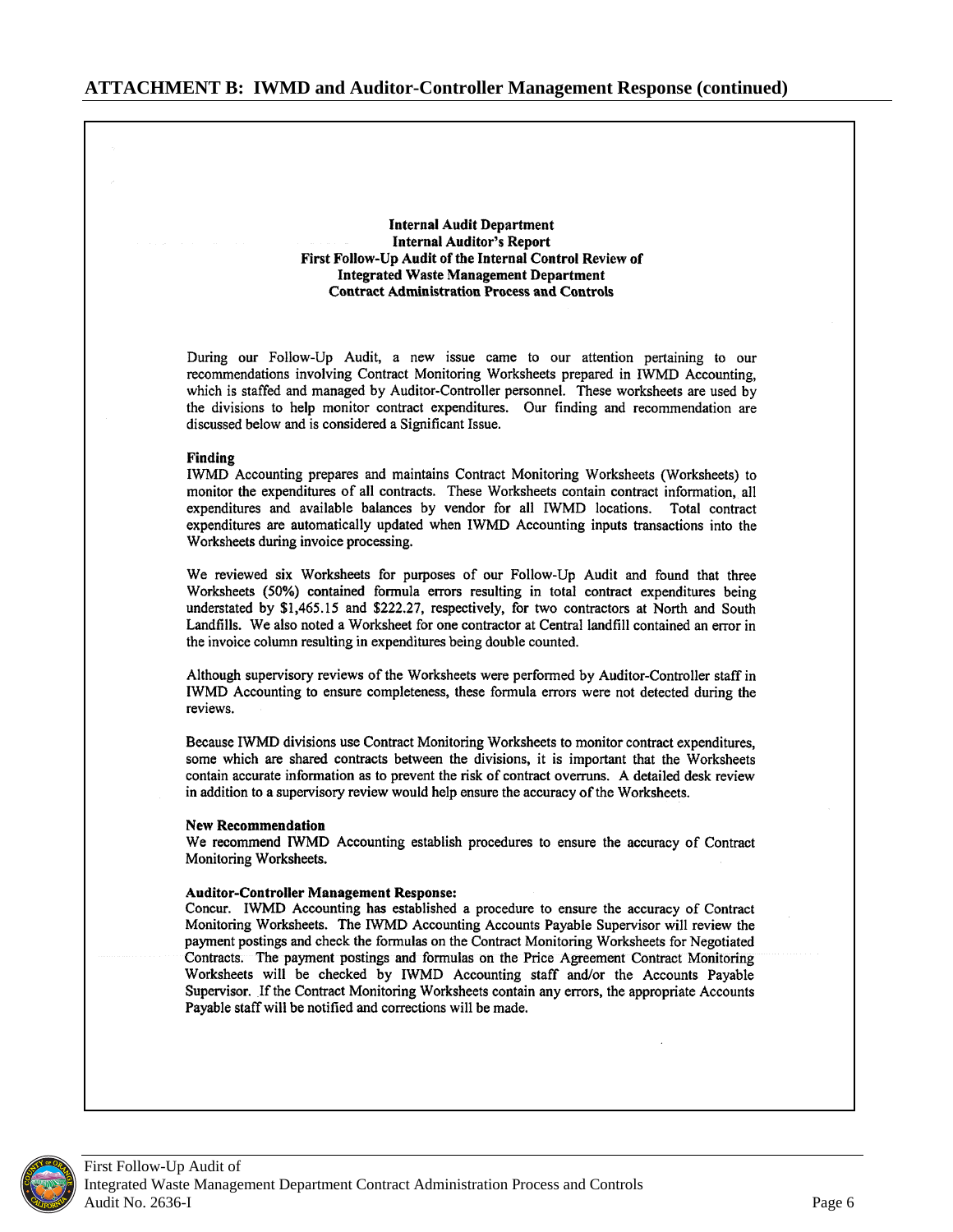## ATTACHMENT B: IWMD and Auditor-Controller Management Response (continued)

**Internal Audit Department**
**Internal Auditor's Report**
**First Follow-Up Audit of the Internal Control Review of**
**Integrated Waste Management Department**
**Contract Administration Process and Controls**

During our Follow-Up Audit, a new issue came to our attention pertaining to our recommendations involving Contract Monitoring Worksheets prepared in IWMD Accounting, which is staffed and managed by Auditor-Controller personnel. These worksheets are used by the divisions to help monitor contract expenditures. Our finding and recommendation are discussed below and is considered a Significant Issue.

**Finding**
IWMD Accounting prepares and maintains Contract Monitoring Worksheets (Worksheets) to monitor the expenditures of all contracts. These Worksheets contain contract information, all expenditures and available balances by vendor for all IWMD locations. Total contract expenditures are automatically updated when IWMD Accounting inputs transactions into the Worksheets during invoice processing.

We reviewed six Worksheets for purposes of our Follow-Up Audit and found that three Worksheets (50%) contained formula errors resulting in total contract expenditures being understated by $1,465.15 and $222.27, respectively, for two contractors at North and South Landfills. We also noted a Worksheet for one contractor at Central landfill contained an error in the invoice column resulting in expenditures being double counted.

Although supervisory reviews of the Worksheets were performed by Auditor-Controller staff in IWMD Accounting to ensure completeness, these formula errors were not detected during the reviews.

Because IWMD divisions use Contract Monitoring Worksheets to monitor contract expenditures, some which are shared contracts between the divisions, it is important that the Worksheets contain accurate information as to prevent the risk of contract overruns. A detailed desk review in addition to a supervisory review would help ensure the accuracy of the Worksheets.

**New Recommendation**
We recommend IWMD Accounting establish procedures to ensure the accuracy of Contract Monitoring Worksheets.

**Auditor-Controller Management Response:**
Concur. IWMD Accounting has established a procedure to ensure the accuracy of Contract Monitoring Worksheets. The IWMD Accounting Accounts Payable Supervisor will review the payment postings and check the formulas on the Contract Monitoring Worksheets for Negotiated Contracts. The payment postings and formulas on the Price Agreement Contract Monitoring Worksheets will be checked by IWMD Accounting staff and/or the Accounts Payable Supervisor. If the Contract Monitoring Worksheets contain any errors, the appropriate Accounts Payable staff will be notified and corrections will be made.